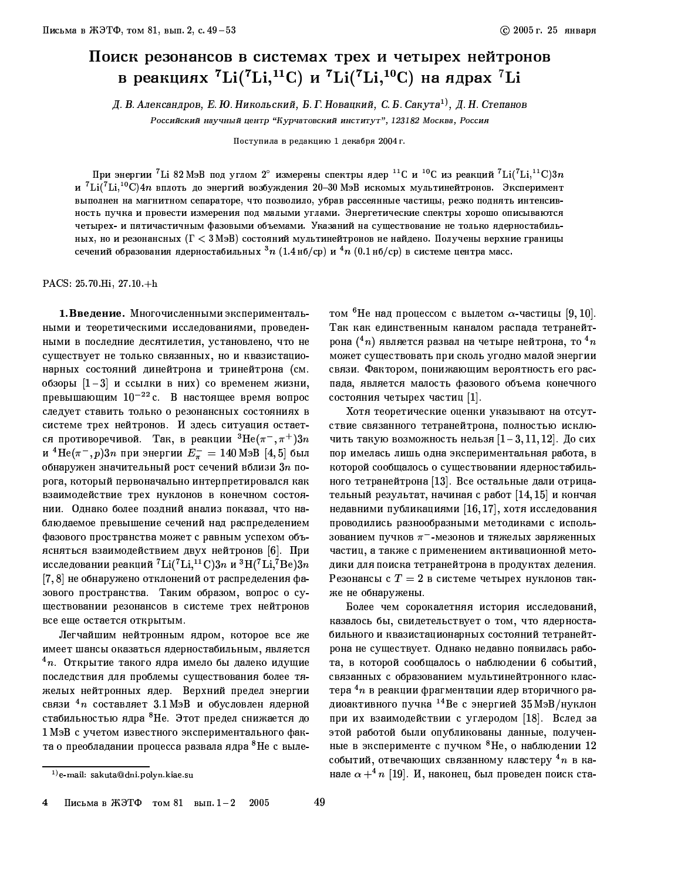# Поиск резонансов в системах трех и четырех нейтронов в реакциях $^7$Li($^7$Li,$^{11}$C) и $^7$Li($^7$Li,$^{10}$C) на ядрах $^7$Li

*Д. В. Александров, Е. Ю. Никольский, Б. Г. Новацкий, С. Б. Сакута[1], Д. Н. Степанов*

*Российский научный центр "Курчатовский институт", 123182 Москва, Россия*

Поступила в редакцию 1 декабря 2004 г.

При энергии $^7$Li 82 МэВ под углом 2° измерены спектры ядер $^{11}$C и $^{10}$C из реакций $^7$Li($^7$Li,$^{11}$C)$3n$ и $^7$Li($^7$Li,$^{10}$C)$4n$ вплоть до энергий возбуждения 20–30 МэВ искомых мультинейтронов. Эксперимент выполнен на магнитном сепараторе, что позволило, убрав рассеянные частицы, резко поднять интенсивность пучка и провести измерения под малыми углами. Энергетические спектры хорошо описываются четырех- и пятичастичным фазовыми объемами. Указаний на существование не только ядерностабильных, но и резонансных ($\Gamma < 3$ МэВ) состояний мультинейтронов не найдено. Получены верхние границы сечений образования ядерностабильных $^3n$ (1.4 нб/ср) и $^4n$ (0.1 нб/ср) в системе центра масс.

PACS: 25.70.Hi, 27.10.+h

**1. Введение.** Многочисленными экспериментальными и теоретическими исследованиями, проведенными в последние десятилетия, установлено, что не существует не только связанных, но и квазистационарных состояний динейтрона и тринейтрона (см. обзоры [1–3] и ссылки в них) со временем жизни, превышающим $10^{-22}$ с. В настоящее время вопрос следует ставить только о резонансных состояниях в системе трех нейтронов. И здесь ситуация остается противоречивой. Так, в реакции $^3$He($\pi^-,\pi^+$)$3n$ и $^4$He($\pi^-,p$)$3n$ при энергии $E_\pi^- = 140$ МэВ [4, 5] был обнаружен значительный рост сечений вблизи $3n$ порога, который первоначально интерпретировался как взаимодействие трех нуклонов в конечном состоянии. Однако более поздний анализ показал, что наблюдаемое превышение сечений над распределением фазового пространства может с равным успехом объясняться взаимодействием двух нейтронов [6]. При исследовании реакций $^7$Li($^7$Li,$^{11}$C)$3n$ и $^3$H($^7$Li,$^7$Be)$3n$ [7, 8] не обнаружено отклонений от распределения фазового пространства. Таким образом, вопрос о существовании резонансов в системе трех нейтронов все еще остается открытым.

Легчайшим нейтронным ядром, которое все же имеет шансы оказаться ядерностабильным, является $^4n$. Открытие такого ядра имело бы далеко идущие последствия для проблемы существования более тяжелых нейтронных ядер. Верхний предел энергии связи $^4n$ составляет 3.1 МэВ и обусловлен ядерной стабильностью ядра $^8$He. Этот предел снижается до 1 МэВ с учетом известного экспериментального факта о преобладании процесса развала ядра $^8$He с вылетом $^6$He над процессом с вылетом $\alpha$-частицы [9, 10]. Так как единственным каналом распада тетранейтрона ($^4n$) является развал на четыре нейтрона, то $^4n$ может существовать при сколь угодно малой энергии связи. Фактором, понижающим вероятность его распада, является малость фазового объема конечного состояния четырех частиц [1].

Хотя теоретические оценки указывают на отсутствие связанного тетранейтрона, полностью исключить такую возможность нельзя [1–3, 11, 12]. До сих пор имелась лишь одна экспериментальная работа, в которой сообщалось о существовании ядерностабильного тетранейтрона [13]. Все остальные дали отрицательный результат, начиная с работ [14, 15] и кончая недавними публикациями [16, 17], хотя исследования проводились разнообразными методиками с использованием пучков $\pi^-$-мезонов и тяжелых заряженных частиц, а также с применением активационной методики для поиска тетранейтрона в продуктах деления. Резонансы с $T = 2$ в системе четырех нуклонов также не обнаружены.

Более чем сорокалетняя история исследований, казалось бы, свидетельствует о том, что ядерностабильного и квазистационарных состояний тетранейтрона не существует. Однако недавно появилась работа, в которой сообщалось о наблюдении 6 событий, связанных с образованием мультинейтронного кластера $^4n$ в реакции фрагментации ядер вторичного радиоактивного пучка $^{14}$Be с энергией 35 МэВ/нуклон при их взаимодействии с углеродом [18]. Вслед за этой работой были опубликованы данные, полученные в эксперименте с пучком $^8$He, о наблюдении 12 событий, отвечающих связанному кластеру $^4n$ в канале $\alpha + ^4n$ [19]. И, наконец, был проведен поиск ста-

[1] e-mail: sakuta@dni.polyn.kiae.su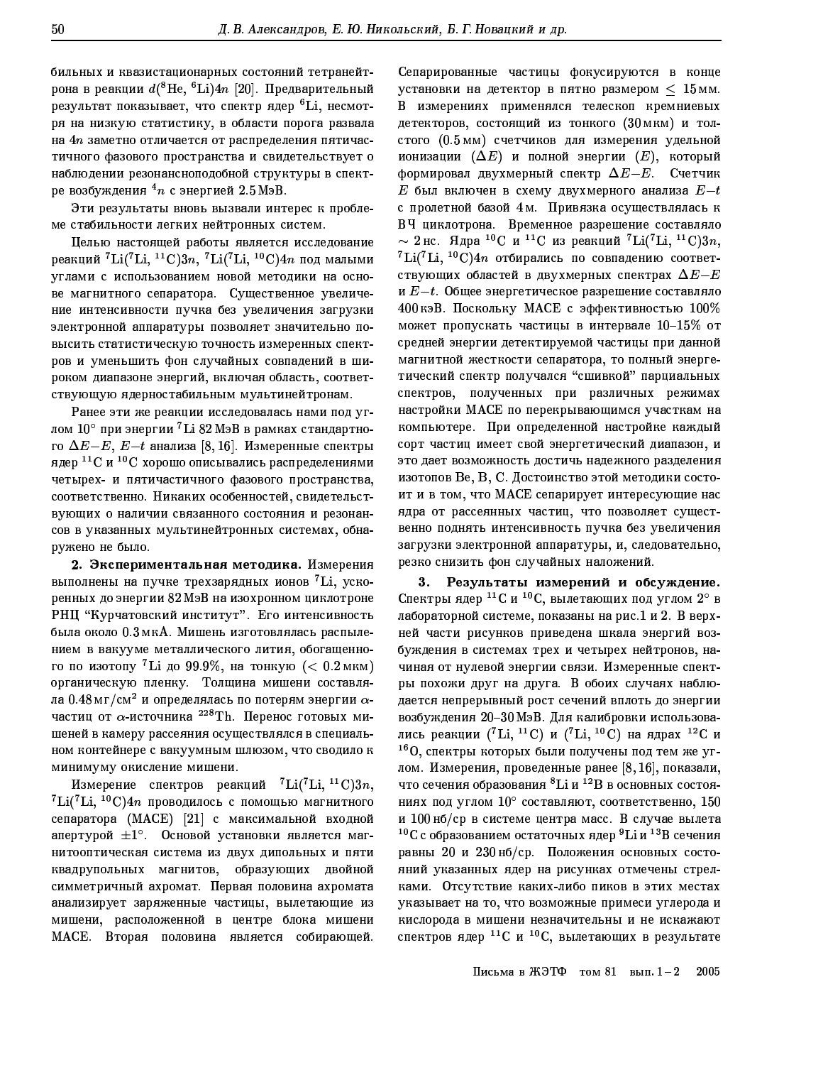бильных и квазистационарных состояний тетранейтрона в реакции $d(^8\mathrm{He}, ^6\mathrm{Li})4n$ [20]. Предварительный результат показывает, что спектр ядер $^6\mathrm{Li}$, несмотря на низкую статистику, в области порога развала на $4n$ заметно отличается от распределения пятичастичного фазового пространства и свидетельствует о наблюдении резонансноподобной структуры в спектре возбуждения $^4n$ с энергией 2.5 МэВ.

Эти результаты вновь вызвали интерес к проблеме стабильности легких нейтронных систем.

Целью настоящей работы является исследование реакций $^7\mathrm{Li}(^7\mathrm{Li}, ^{11}\mathrm{C})3n$, $^7\mathrm{Li}(^7\mathrm{Li}, ^{10}\mathrm{C})4n$ под малыми углами с использованием новой методики на основе магнитного сепаратора. Существенное увеличение интенсивности пучка без увеличения загрузки электронной аппаратуры позволяет значительно повысить статистическую точность измеренных спектров и уменьшить фон случайных совпадений в широком диапазоне энергий, включая область, соответствующую ядерностабильным мультинейтронам.

Ранее эти же реакции исследовалась нами под углом 10° при энергии $^7\mathrm{Li}$ 82 МэВ в рамках стандартного $\Delta E$–$E$, $E$–$t$ анализа [8, 16]. Измеренные спектры ядер $^{11}\mathrm{C}$ и $^{10}\mathrm{C}$ хорошо описывались распределениями четырех- и пятичастичного фазового пространства, соответственно. Никаких особенностей, свидетельствующих о наличии связанного состояния и резонансов в указанных мультинейтронных системах, обнаружено не было.

**2. Экспериментальная методика.** Измерения выполнены на пучке трехзарядных ионов $^7\mathrm{Li}$, ускоренных до энергии 82 МэВ на изохронном циклотроне РНЦ "Курчатовский институт". Его интенсивность была около 0.3 мкА. Мишень изготовлялась распылением в вакууме металлического лития, обогащенного по изотопу $^7\mathrm{Li}$ до 99.9%, на тонкую ($< 0.2$ мкм) органическую пленку. Толщина мишени составляла 0.48 мг/см$^2$ и определялась по потерям энергии $\alpha$-частиц от $\alpha$-источника $^{228}\mathrm{Th}$. Перенос готовых мишеней в камеру рассеяния осуществлялся в специальном контейнере с вакуумным шлюзом, что сводило к минимуму окисление мишени.

Измерение спектров реакций $^7\mathrm{Li}(^7\mathrm{Li}, ^{11}\mathrm{C})3n$, $^7\mathrm{Li}(^7\mathrm{Li}, ^{10}\mathrm{C})4n$ проводилось с помощью магнитного сепаратора (МАСЕ) [21] с максимальной входной апертурой ±1°. Основой установки является магнитооптическая система из двух дипольных и пяти квадрупольных магнитов, образующих двойной симметричный ахромат. Первая половина ахромата анализирует заряженные частицы, вылетающие из мишени, расположенной в центре блока мишени МАСЕ. Вторая половина является собирающей. Сепарированные частицы фокусируются в конце установки на детектор в пятно размером $\leq 15$ мм. В измерениях применялся телескоп кремниевых детекторов, состоящий из тонкого (30 мкм) и толстого (0.5 мм) счетчиков для измерения удельной ионизации ($\Delta E$) и полной энергии ($E$), который формировал двухмерный спектр $\Delta E$–$E$. Счетчик $E$ был включен в схему двухмерного анализа $E$–$t$ с пролетной базой 4 м. Привязка осуществлялась к ВЧ циклотрона. Временное разрешение составляло $\sim 2$ нс. Ядра $^{10}\mathrm{C}$ и $^{11}\mathrm{C}$ из реакций $^7\mathrm{Li}(^7\mathrm{Li}, ^{11}\mathrm{C})3n$, $^7\mathrm{Li}(^7\mathrm{Li}, ^{10}\mathrm{C})4n$ отбирались по совпадению соответствующих областей в двухмерных спектрах $\Delta E$–$E$ и $E$–$t$. Общее энергетическое разрешение составляло 400 кэВ. Поскольку МАСЕ с эффективностью 100% может пропускать частицы в интервале 10–15% от средней энергии детектируемой частицы при данной магнитной жесткости сепаратора, то полный энергетический спектр получался "сшивкой" парциальных спектров, полученных при различных режимах настройки МАСЕ по перекрывающимся участкам на компьютере. При определенной настройке каждый сорт частиц имеет свой энергетический диапазон, и это дает возможность достичь надежного разделения изотопов Be, B, C. Достоинство этой методики состоит и в том, что МАСЕ сепарирует интересующие нас ядра от рассеянных частиц, что позволяет существенно поднять интенсивность пучка без увеличения загрузки электронной аппаратуры, и, следовательно, резко снизить фон случайных наложений.

**3. Результаты измерений и обсуждение.** Спектры ядер $^{11}\mathrm{C}$ и $^{10}\mathrm{C}$, вылетающих под углом 2° в лабораторной системе, показаны на рис.1 и 2. В верхней части рисунков приведена шкала энергий возбуждения в системах трех и четырех нейтронов, начиная от нулевой энергии связи. Измеренные спектры похожи друг на друга. В обоих случаях наблюдается непрерывный рост сечений вплоть до энергии возбуждения 20–30 МэВ. Для калибровки использовались реакции ($^7\mathrm{Li}, ^{11}\mathrm{C}$) и ($^7\mathrm{Li}, ^{10}\mathrm{C}$) на ядрах $^{12}\mathrm{C}$ и $^{16}\mathrm{O}$, спектры которых были получены под тем же углом. Измерения, проведенные ранее [8, 16], показали, что сечения образования $^8\mathrm{Li}$ и $^{12}\mathrm{B}$ в основных состояниях под углом 10° составляют, соответственно, 150 и 100 нб/ср в системе центра масс. В случае вылета $^{10}\mathrm{C}$ с образованием остаточных ядер $^9\mathrm{Li}$ и $^{13}\mathrm{B}$ сечения равны 20 и 230 нб/ср. Положения основных состояний указанных ядер на рисунках отмечены стрелками. Отсутствие каких-либо пиков в этих местах указывает на то, что возможные примеси углерода и кислорода в мишени незначительны и не искажают спектров ядер $^{11}\mathrm{C}$ и $^{10}\mathrm{C}$, вылетающих в результате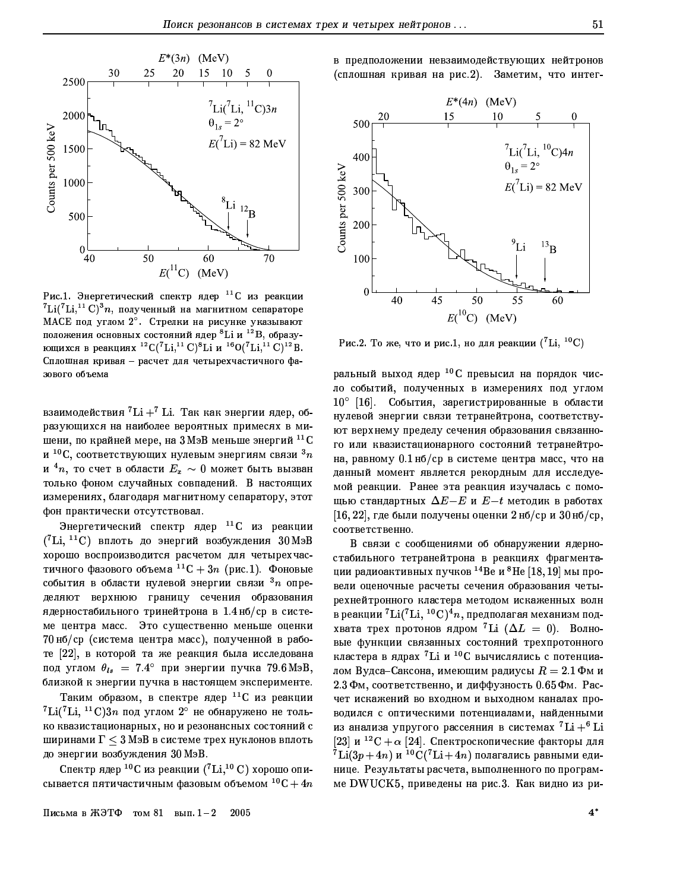Рис.1. Энергетический спектр ядер $^{11}$C из реакции $^{7}$Li($^{7}$Li,$^{11}$C)$^{3}n$, полученный на магнитном сепараторе MACE под углом 2°. Стрелки на рисунке указывают положения основных состояний ядер $^{8}$Li и $^{12}$B, образующихся в реакциях $^{12}$C($^{7}$Li,$^{11}$C)$^{8}$Li и $^{16}$O($^{7}$Li,$^{11}$C)$^{12}$B. Сплошная кривая – расчет для четырехчастичного фазового объема

взаимодействия $^{7}$Li + $^{7}$Li. Так как энергии ядер, образующихся на наиболее вероятных примесях в мишени, по крайней мере, на 3 МэВ меньше энергий $^{11}$C и $^{10}$C, соответствующих нулевым энергиям связи $^{3}n$ и $^{4}n$, то счет в области $E_x \sim 0$ может быть вызван только фоном случайных совпадений. В настоящих измерениях, благодаря магнитному сепаратору, этот фон практически отсутствовал.

Энергетический спектр ядер $^{11}$C из реакции ($^{7}$Li,$^{11}$C) вплоть до энергий возбуждения 30 МэВ хорошо воспроизводится расчетом для четырехчастичного фазового объема $^{11}$C + $3n$ (рис.1). Фоновые события в области нулевой энергии связи $^{3}n$ определяют верхнюю границу сечения образования ядерностабильного тринейтрона в 1.4 нб/ср в системе центра масс. Это существенно меньше оценки 70 нб/ср (система центра масс), полученной в работе [22], в которой та же реакция была исследована под углом $\theta_{ls} = 7.4°$ при энергии пучка 79.6 МэВ, близкой к энергии пучка в настоящем эксперименте.

Таким образом, в спектре ядер $^{11}$C из реакции $^{7}$Li($^{7}$Li,$^{11}$C)$3n$ под углом 2° не обнаружено не только квазистационарных, но и резонансных состояний с ширинами $\Gamma \leq 3$ МэВ в системе трех нуклонов вплоть до энергии возбуждения 30 МэВ.

Спектр ядер $^{10}$C из реакции ($^{7}$Li,$^{10}$C) хорошо описывается пятичастичным фазовым объемом $^{10}$C + $4n$ в предположении невзаимодействующих нейтронов (сплошная кривая на рис.2). Заметим, что интегральный выход ядер $^{10}$C превысил на порядок число событий, полученных в измерениях под углом 10° [16]. События, зарегистрированные в области нулевой энергии связи тетранейтрона, соответствуют верхнему пределу сечения образования связанного или квазистационарного состояний тетранейтрона, равному 0.1 нб/ср в системе центра масс, что на данный момент является рекордным для исследуемой реакции. Ранее эта реакция изучалась с помощью стандартных $\Delta E{-}E$ и $E{-}t$ методик в работах [16, 22], где были получены оценки 2 нб/ср и 30 нб/ср, соответственно.

Рис.2. То же, что и рис.1, но для реакции ($^{7}$Li, $^{10}$C)

В связи с сообщениями об обнаружении ядерностабильного тетранейтрона в реакциях фрагментации радиоактивных пучков $^{14}$Be и $^{8}$He [18, 19] мы провели оценочные расчеты сечения образования четырехнейтронного кластера методом искаженных волн в реакции $^{7}$Li($^{7}$Li,$^{10}$C)$^{4}n$, предполагая механизм подхвата трех протонов ядром $^{7}$Li ($\Delta L = 0$). Волновые функции связанных состояний трехпротонного кластера в ядрах $^{7}$Li и $^{10}$C вычислялись с потенциалом Вудса–Саксона, имеющим радиусы $R = 2.1$ Фм и 2.3 Фм, соответственно, и диффузность 0.65 Фм. Расчет искажений во входном и выходном каналах проводился с оптическими потенциалами, найденными из анализа упругого рассеяния в системах $^{7}$Li + $^{6}$Li [23] и $^{12}$C + $\alpha$ [24]. Спектроскопические факторы для $^{7}$Li($3p + 4n$) и $^{10}$C($^{7}$Li + $4n$) полагались равными единице. Результаты расчета, выполненного по программе DWUCK5, приведены на рис.3. Как видно из ри-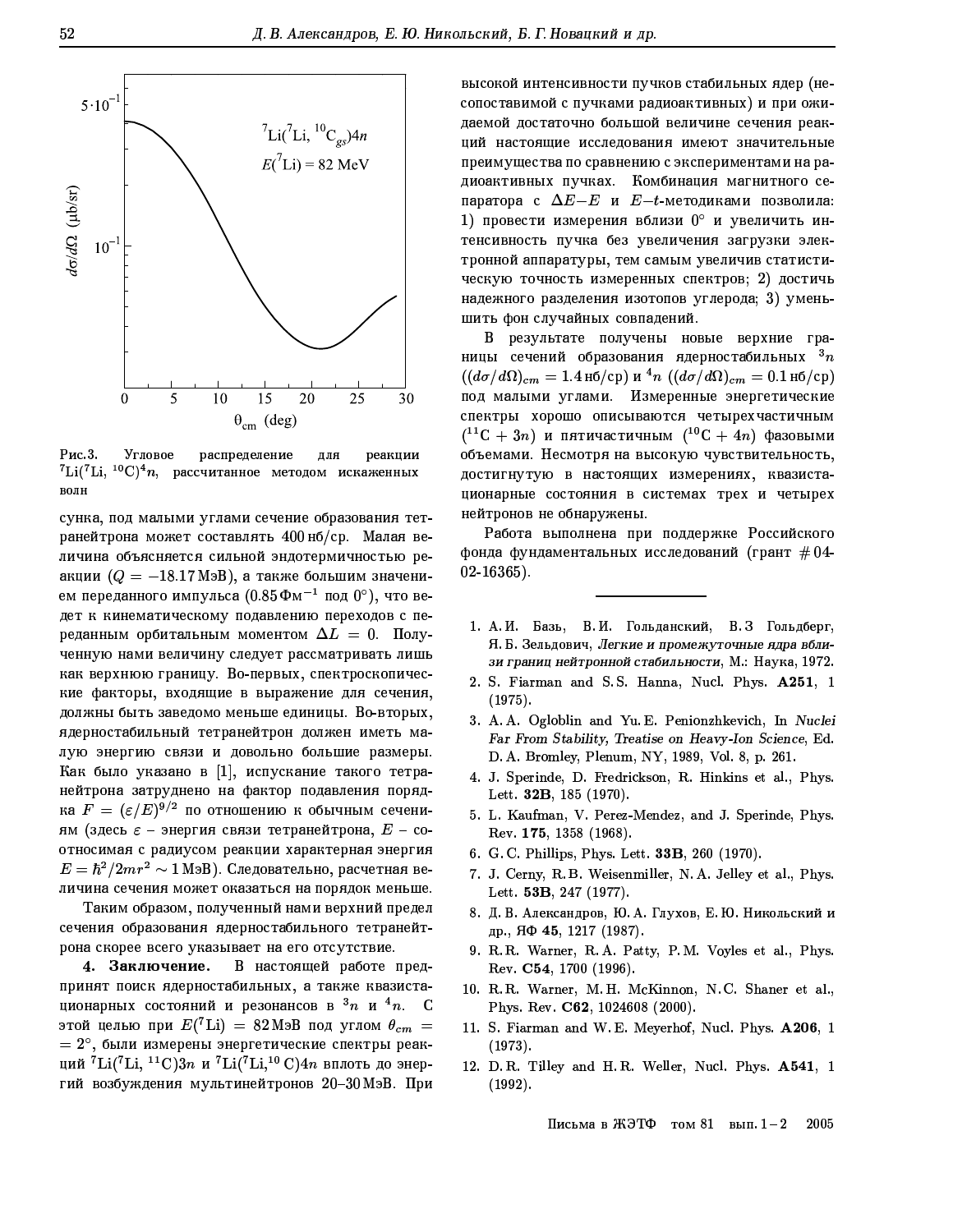Рис.3. Угловое распределение для реакции $^7$Li($^7$Li, $^{10}$C)$^4n$, рассчитанное методом искаженных волн

сунка, под малыми углами сечение образования тетранейтрона может составлять 400 нб/ср. Малая величина объясняется сильной эндотермичностью реакции ($Q = -18.17$ МэВ), а также большим значением переданного импульса ($0.85\,\text{Фм}^{-1}$ под $0°$), что ведет к кинематическому подавлению переходов с переданным орбитальным моментом $\Delta L = 0$. Полученную нами величину следует рассматривать лишь как верхнюю границу. Во-первых, спектроскопические факторы, входящие в выражение для сечения, должны быть заведомо меньше единицы. Во-вторых, ядерностабильный тетранейтрон должен иметь малую энергию связи и довольно большие размеры. Как было указано в [1], испускание такого тетранейтрона затруднено на фактор подавления порядка $F = (\varepsilon/E)^{9/2}$ по отношению к обычным сечениям (здесь $\varepsilon$ – энергия связи тетранейтрона, $E$ – соотносимая с радиусом реакции характерная энергия $E = \hbar^2/2mr^2 \sim 1$ МэВ). Следовательно, расчетная величина сечения может оказаться на порядок меньше.

Таким образом, полученный нами верхний предел сечения образования ядерностабильного тетранейтрона скорее всего указывает на его отсутствие.

**4. Заключение.** В настоящей работе предпринят поиск ядерностабильных, а также квазистационарных состояний и резонансов в $^3n$ и $^4n$. С этой целью при $E(^7\text{Li}) = 82$ МэВ под углом $\theta_{cm} = 2°$, были измерены энергетические спектры реакций $^7$Li($^7$Li, $^{11}$C)$3n$ и $^7$Li($^7$Li,$^{10}$C)$4n$ вплоть до энергий возбуждения мультинейтронов 20–30 МэВ. При высокой интенсивности пучков стабильных ядер (несопоставимой с пучками радиоактивных) и при ожидаемой достаточно большой величине сечения реакций настоящие исследования имеют значительные преимущества по сравнению с экспериментами на радиоактивных пучках. Комбинация магнитного сепаратора с $\Delta E$–$E$ и $E$–$t$-методиками позволила: 1) провести измерения вблизи $0°$ и увеличить интенсивность пучка без увеличения загрузки электронной аппаратуры, тем самым увеличив статистическую точность измеренных спектров; 2) достичь надежного разделения изотопов углерода; 3) уменьшить фон случайных совпадений.

В результате получены новые верхние границы сечений образования ядерностабильных $^3n$ ($(d\sigma/d\Omega)_{cm} = 1.4$ нб/ср) и $^4n$ ($(d\sigma/d\Omega)_{cm} = 0.1$ нб/ср) под малыми углами. Измеренные энергетические спектры хорошо описываются четырехчастичным ($^{11}$C + $3n$) и пятичастичным ($^{10}$C + $4n$) фазовыми объемами. Несмотря на высокую чувствительность, достигнутую в настоящих измерениях, квазистационарные состояния в системах трех и четырех нейтронов не обнаружены.

Работа выполнена при поддержке Российского фонда фундаментальных исследований (грант # 04-02-16365).

---

1. А. И. Базь, В. И. Гольданский, В. З Гольдберг, Я. Б. Зельдович, *Легкие и промежуточные ядра вблизи границ нейтронной стабильности*, М.: Наука, 1972.
2. S. Fiarman and S. S. Hanna, Nucl. Phys. **A251**, 1 (1975).
3. A. A. Ogloblin and Yu. E. Penionzhkevich, In *Nuclei Far From Stability, Treatise on Heavy-Ion Science*, Ed. D. A. Bromley, Plenum, NY, 1989, Vol. 8, p. 261.
4. J. Sperinde, D. Fredrickson, R. Hinkins et al., Phys. Lett. **32B**, 185 (1970).
5. L. Kaufman, V. Perez-Mendez, and J. Sperinde, Phys. Rev. **175**, 1358 (1968).
6. G. C. Phillips, Phys. Lett. **33B**, 260 (1970).
7. J. Cerny, R. B. Weisenmiller, N. A. Jelley et al., Phys. Lett. **53B**, 247 (1977).
8. Д. В. Александров, Ю. А. Глухов, Е. Ю. Никольский и др., ЯФ **45**, 1217 (1987).
9. R.R. Warner, R. A. Patty, P. M. Voyles et al., Phys. Rev. **C54**, 1700 (1996).
10. R.R. Warner, M. H. McKinnon, N.C. Shaner et al., Phys. Rev. **C62**, 1024608 (2000).
11. S. Fiarman and W. E. Meyerhof, Nucl. Phys. **A206**, 1 (1973).
12. D.R. Tilley and H.R. Weller, Nucl. Phys. **A541**, 1 (1992).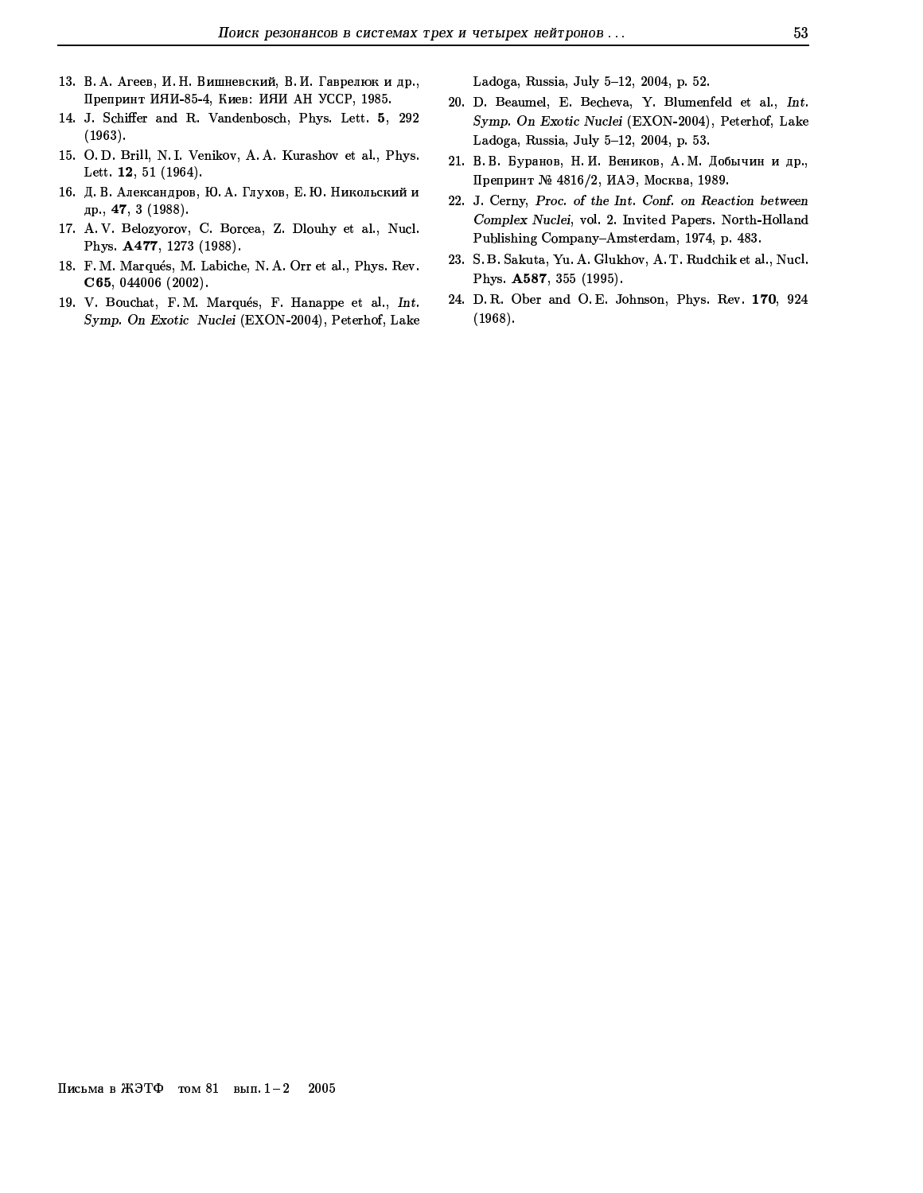13. В. А. Агеев, И. Н. Вишневский, В. И. Гаврелюк и др., Препринт ИЯИ-85-4, Киев: ИЯИ АН УССР, 1985.
14. J. Schiffer and R. Vandenbosch, Phys. Lett. **5**, 292 (1963).
15. O. D. Brill, N. I. Venikov, A. A. Kurashov et al., Phys. Lett. **12**, 51 (1964).
16. Д. В. Александров, Ю. А. Глухов, Е. Ю. Никольский и др., **47**, 3 (1988).
17. A. V. Belozyorov, C. Borcea, Z. Dlouhy et al., Nucl. Phys. **A477**, 1273 (1988).
18. F. M. Marqués, M. Labiche, N. A. Orr et al., Phys. Rev. **C65**, 044006 (2002).
19. V. Bouchat, F. M. Marqués, F. Hanappe et al., *Int. Symp. On Exotic Nuclei* (EXON-2004), Peterhof, Lake Ladoga, Russia, July 5–12, 2004, p. 52.
20. D. Beaumel, E. Becheva, Y. Blumenfeld et al., *Int. Symp. On Exotic Nuclei* (EXON-2004), Peterhof, Lake Ladoga, Russia, July 5–12, 2004, p. 53.
21. В. В. Буранов, Н. И. Веников, А. М. Добычин и др., Препринт № 4816/2, ИАЭ, Москва, 1989.
22. J. Cerny, *Proc. of the Int. Conf. on Reaction between Complex Nuclei*, vol. 2. Invited Papers. North-Holland Publishing Company–Amsterdam, 1974, p. 483.
23. S. B. Sakuta, Yu. A. Glukhov, A. T. Rudchik et al., Nucl. Phys. **A587**, 355 (1995).
24. D. R. Ober and O. E. Johnson, Phys. Rev. **170**, 924 (1968).